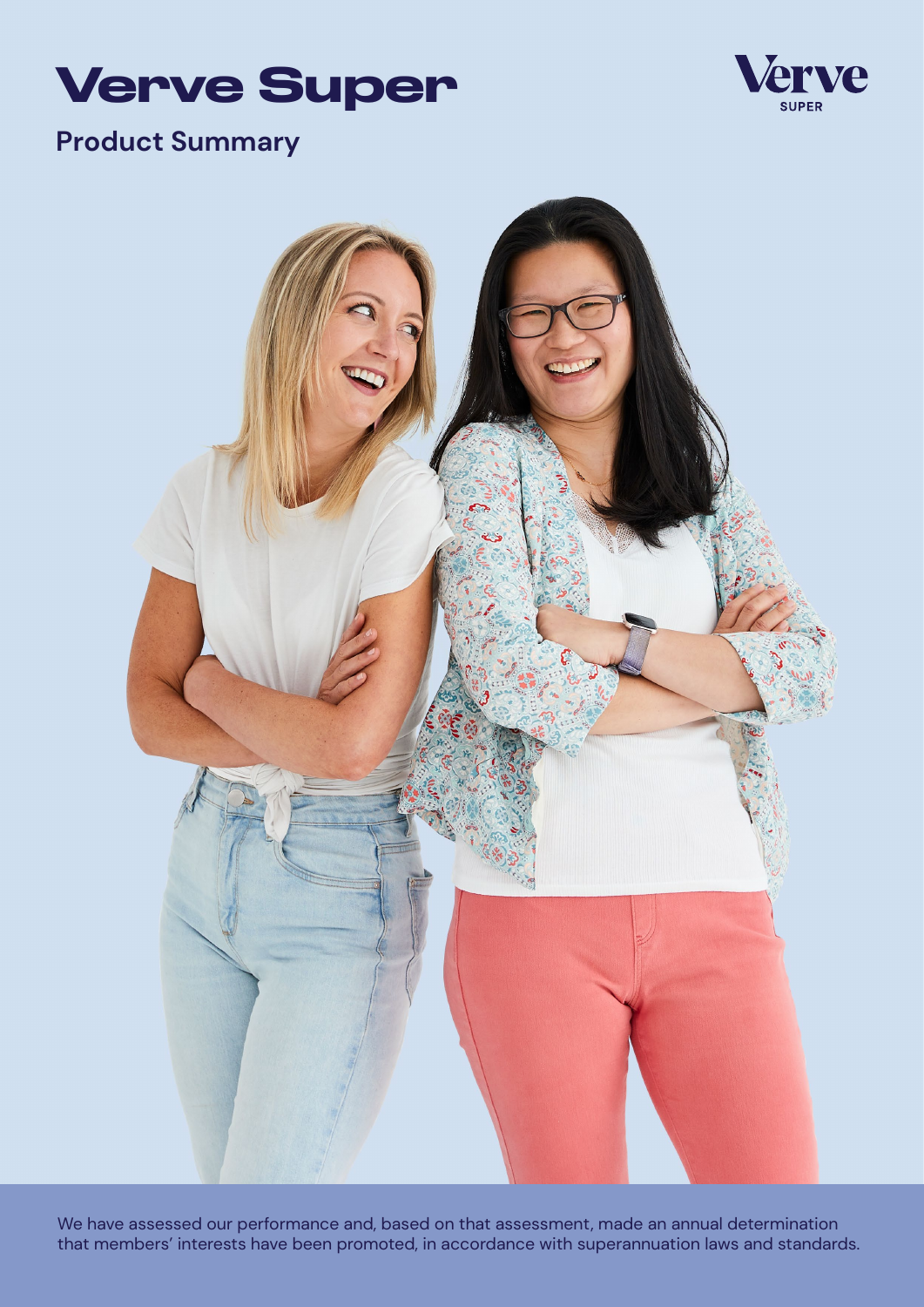# Verve Super

## Product Summary

We have assessed our performance and, based on that assessment, made an annual determination that members' interests have been promoted, in accordance with superannuation laws and standards.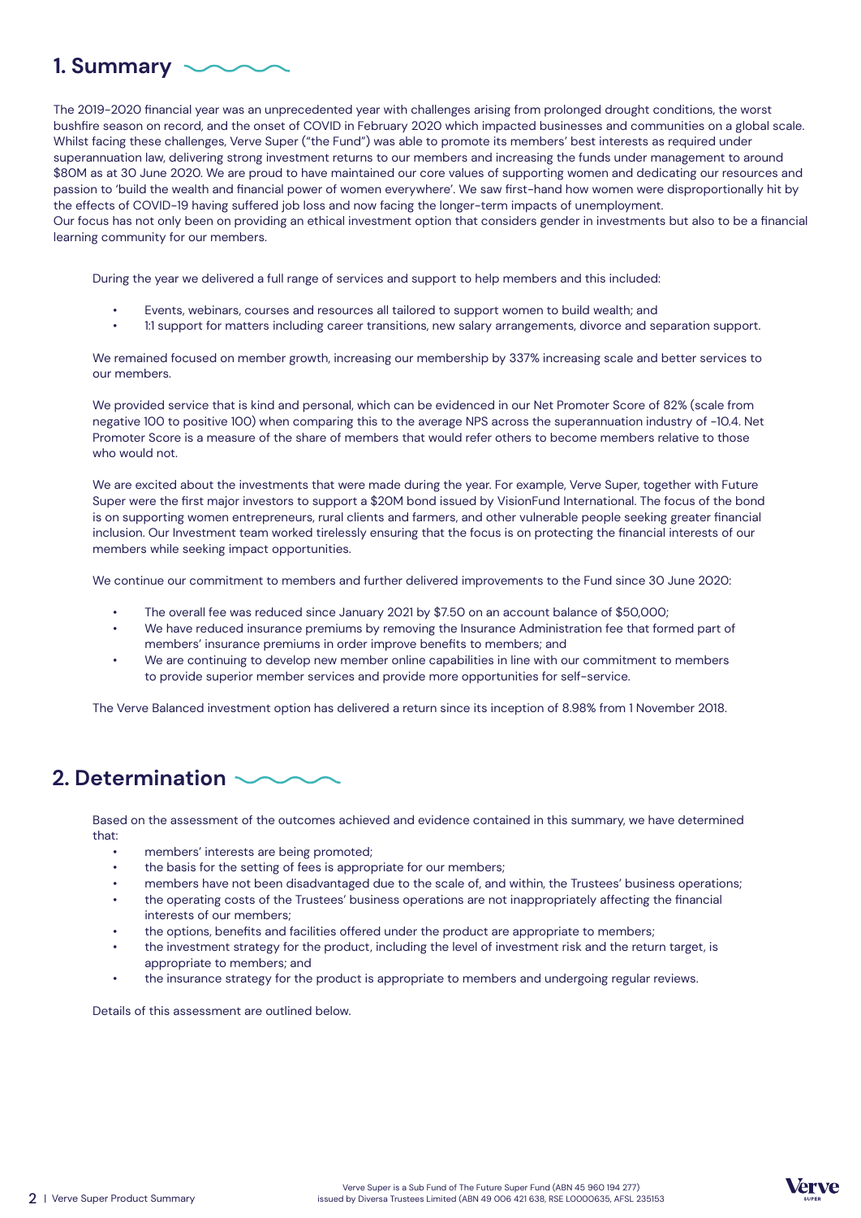# 1. Summary

The 2019-2020 financial year was an unprecedented year with challenges arising from prolonged drought conditions, the worst bushfire season on record, and the onset of COVID in February 2020 which impacted businesses and communities on a global scale. Whilst facing these challenges, Verve Super ("the Fund") was able to promote its members' best interests as required under superannuation law, delivering strong investment returns to our members and increasing the funds under management to around $80M as at 30 June 2020. We are proud to have maintained our core values of supporting women and dedicating our resources and passion to 'build the wealth and financial power of women everywhere'. We saw first-hand how women were disproportionally hit by the effects of COVID-19 having suffered job loss and now facing the longer-term impacts of unemployment.
Our focus has not only been on providing an ethical investment option that considers gender in investments but also to be a financial learning community for our members.

During the year we delivered a full range of services and support to help members and this included:

- Events, webinars, courses and resources all tailored to support women to build wealth; and
- 1:1 support for matters including career transitions, new salary arrangements, divorce and separation support.

We remained focused on member growth, increasing our membership by 337% increasing scale and better services to our members.

We provided service that is kind and personal, which can be evidenced in our Net Promoter Score of 82% (scale from negative 100 to positive 100) when comparing this to the average NPS across the superannuation industry of -10.4. Net Promoter Score is a measure of the share of members that would refer others to become members relative to those who would not.

We are excited about the investments that were made during the year. For example, Verve Super, together with Future Super were the first major investors to support a $20M bond issued by VisionFund International. The focus of the bond is on supporting women entrepreneurs, rural clients and farmers, and other vulnerable people seeking greater financial inclusion. Our Investment team worked tirelessly ensuring that the focus is on protecting the financial interests of our members while seeking impact opportunities.

We continue our commitment to members and further delivered improvements to the Fund since 30 June 2020:

- The overall fee was reduced since January 2021 by $7.50 on an account balance of $50,000;
- We have reduced insurance premiums by removing the Insurance Administration fee that formed part of members' insurance premiums in order improve benefits to members; and
- We are continuing to develop new member online capabilities in line with our commitment to members to provide superior member services and provide more opportunities for self-service.

The Verve Balanced investment option has delivered a return since its inception of 8.98% from 1 November 2018.

# 2. Determination

Based on the assessment of the outcomes achieved and evidence contained in this summary, we have determined that:

- members' interests are being promoted;
- the basis for the setting of fees is appropriate for our members;
- members have not been disadvantaged due to the scale of, and within, the Trustees' business operations;
- the operating costs of the Trustees' business operations are not inappropriately affecting the financial interests of our members;
- the options, benefits and facilities offered under the product are appropriate to members;
- the investment strategy for the product, including the level of investment risk and the return target, is appropriate to members; and
- the insurance strategy for the product is appropriate to members and undergoing regular reviews.

Details of this assessment are outlined below.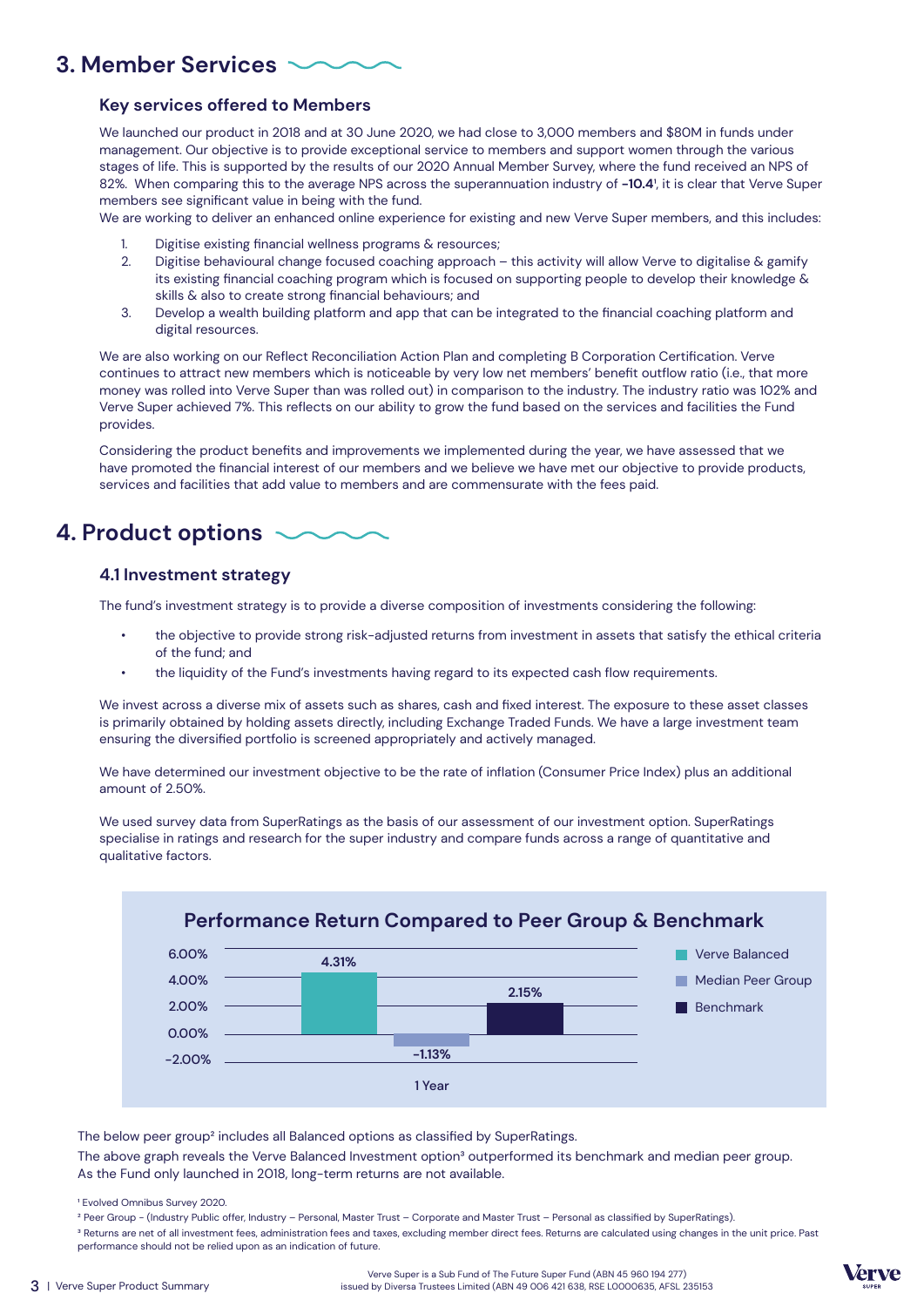## 3. Member Services

### Key services offered to Members

We launched our product in 2018 and at 30 June 2020, we had close to 3,000 members and $80M in funds under management. Our objective is to provide exceptional service to members and support women through the various stages of life. This is supported by the results of our 2020 Annual Member Survey, where the fund received an NPS of 82%. When comparing this to the average NPS across the superannuation industry of **-10.4**[1], it is clear that Verve Super members see significant value in being with the fund.

We are working to deliver an enhanced online experience for existing and new Verve Super members, and this includes:

1. Digitise existing financial wellness programs & resources;
2. Digitise behavioural change focused coaching approach – this activity will allow Verve to digitalise & gamify its existing financial coaching program which is focused on supporting people to develop their knowledge & skills & also to create strong financial behaviours; and
3. Develop a wealth building platform and app that can be integrated to the financial coaching platform and digital resources.

We are also working on our Reflect Reconciliation Action Plan and completing B Corporation Certification. Verve continues to attract new members which is noticeable by very low net members' benefit outflow ratio (i.e., that more money was rolled into Verve Super than was rolled out) in comparison to the industry. The industry ratio was 102% and Verve Super achieved 7%. This reflects on our ability to grow the fund based on the services and facilities the Fund provides.

Considering the product benefits and improvements we implemented during the year, we have assessed that we have promoted the financial interest of our members and we believe we have met our objective to provide products, services and facilities that add value to members and are commensurate with the fees paid.

## 4. Product options

### 4.1 Investment strategy

The fund's investment strategy is to provide a diverse composition of investments considering the following:

- the objective to provide strong risk-adjusted returns from investment in assets that satisfy the ethical criteria of the fund; and
- the liquidity of the Fund's investments having regard to its expected cash flow requirements.

We invest across a diverse mix of assets such as shares, cash and fixed interest. The exposure to these asset classes is primarily obtained by holding assets directly, including Exchange Traded Funds. We have a large investment team ensuring the diversified portfolio is screened appropriately and actively managed.

We have determined our investment objective to be the rate of inflation (Consumer Price Index) plus an additional amount of 2.50%.

We used survey data from SuperRatings as the basis of our assessment of our investment option. SuperRatings specialise in ratings and research for the super industry and compare funds across a range of quantitative and qualitative factors.

**Performance Return Compared to Peer Group & Benchmark**

| | Verve Balanced | Median Peer Group | Benchmark |
|---|---|---|---|
| 1 Year | 4.31% | -1.13% | 2.15% |

The below peer group[2] includes all Balanced options as classified by SuperRatings.

The above graph reveals the Verve Balanced Investment option[3] outperformed its benchmark and median peer group. As the Fund only launched in 2018, long-term returns are not available.

[1] Evolved Omnibus Survey 2020.

[2] Peer Group - (Industry Public offer, Industry – Personal, Master Trust – Corporate and Master Trust – Personal as classified by SuperRatings).

[3] Returns are net of all investment fees, administration fees and taxes, excluding member direct fees. Returns are calculated using changes in the unit price. Past performance should not be relied upon as an indication of future.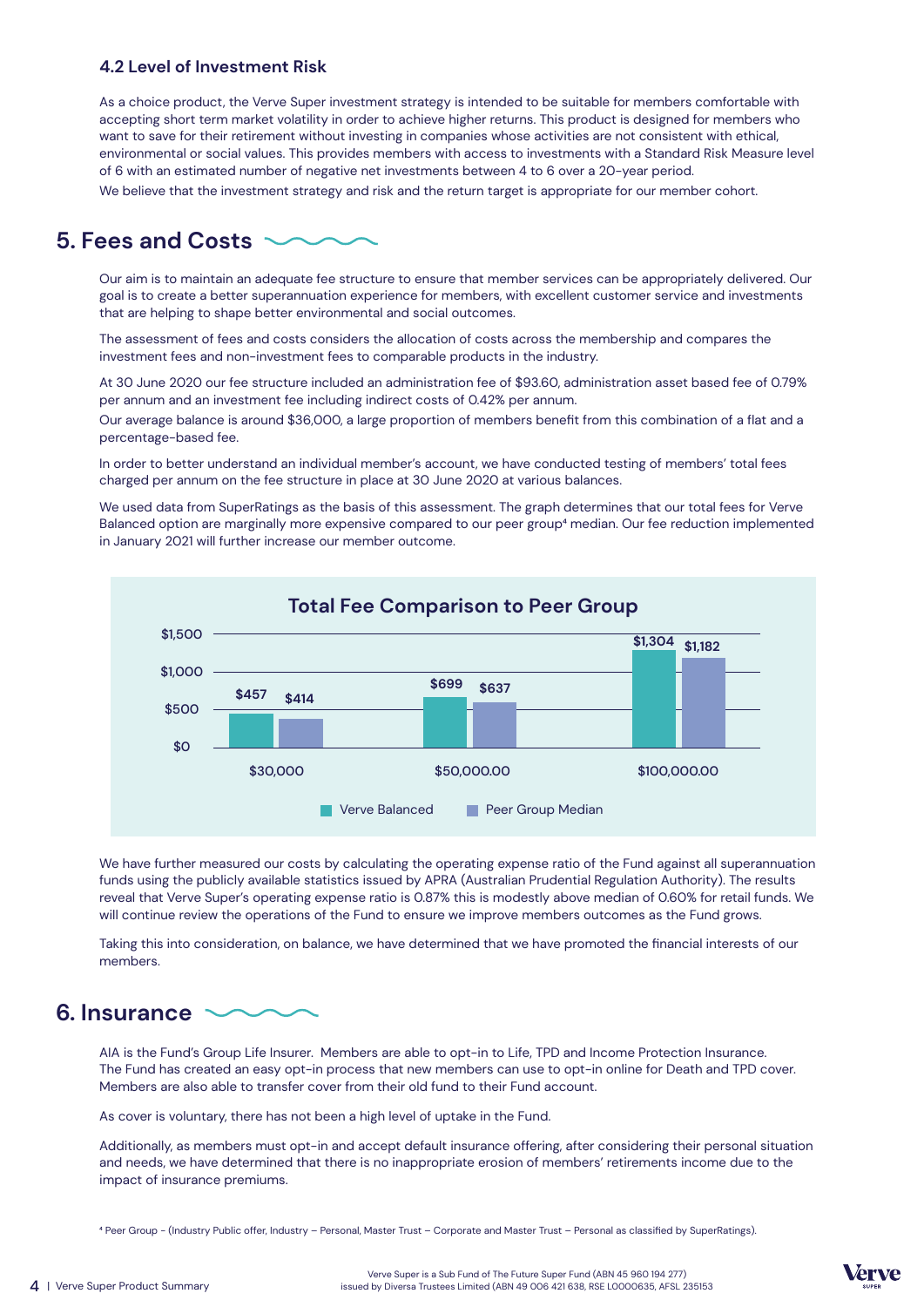### 4.2 Level of Investment Risk

As a choice product, the Verve Super investment strategy is intended to be suitable for members comfortable with accepting short term market volatility in order to achieve higher returns. This product is designed for members who want to save for their retirement without investing in companies whose activities are not consistent with ethical, environmental or social values. This provides members with access to investments with a Standard Risk Measure level of 6 with an estimated number of negative net investments between 4 to 6 over a 20-year period.

We believe that the investment strategy and risk and the return target is appropriate for our member cohort.

## 5. Fees and Costs

Our aim is to maintain an adequate fee structure to ensure that member services can be appropriately delivered. Our goal is to create a better superannuation experience for members, with excellent customer service and investments that are helping to shape better environmental and social outcomes.

The assessment of fees and costs considers the allocation of costs across the membership and compares the investment fees and non-investment fees to comparable products in the industry.

At 30 June 2020 our fee structure included an administration fee of $93.60, administration asset based fee of 0.79% per annum and an investment fee including indirect costs of 0.42% per annum.

Our average balance is around $36,000, a large proportion of members benefit from this combination of a flat and a percentage-based fee.

In order to better understand an individual member's account, we have conducted testing of members' total fees charged per annum on the fee structure in place at 30 June 2020 at various balances.

We used data from SuperRatings as the basis of this assessment. The graph determines that our total fees for Verve Balanced option are marginally more expensive compared to our peer group[4] median. Our fee reduction implemented in January 2021 will further increase our member outcome.

**Total Fee Comparison to Peer Group**

| Balance | Verve Balanced | Peer Group Median |
|---|---|---|
| $30,000 | $457 | $414 |
| $50,000.00 | $699 | $637 |
| $100,000.00 | $1,304 | $1,182 |

We have further measured our costs by calculating the operating expense ratio of the Fund against all superannuation funds using the publicly available statistics issued by APRA (Australian Prudential Regulation Authority). The results reveal that Verve Super's operating expense ratio is 0.87% this is modestly above median of 0.60% for retail funds. We will continue review the operations of the Fund to ensure we improve members outcomes as the Fund grows.

Taking this into consideration, on balance, we have determined that we have promoted the financial interests of our members.

## 6. Insurance

AIA is the Fund's Group Life Insurer. Members are able to opt-in to Life, TPD and Income Protection Insurance. The Fund has created an easy opt-in process that new members can use to opt-in online for Death and TPD cover. Members are also able to transfer cover from their old fund to their Fund account.

As cover is voluntary, there has not been a high level of uptake in the Fund.

Additionally, as members must opt-in and accept default insurance offering, after considering their personal situation and needs, we have determined that there is no inappropriate erosion of members' retirements income due to the impact of insurance premiums.

[4] Peer Group - (Industry Public offer, Industry – Personal, Master Trust – Corporate and Master Trust – Personal as classified by SuperRatings).

Verve Super is a Sub Fund of The Future Super Fund (ABN 45 960 194 277) issued by Diversa Trustees Limited (ABN 49 006 421 638, RSE L0000635, AFSL 235153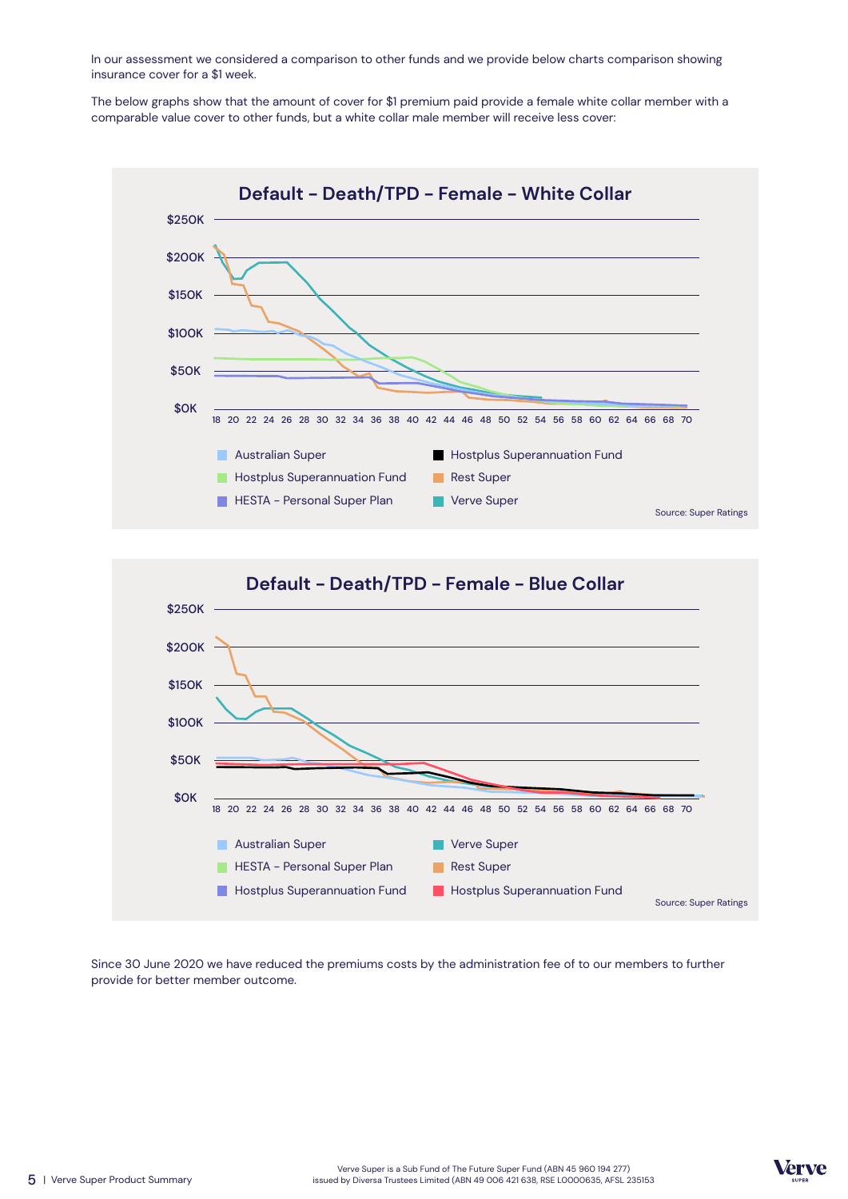In our assessment we considered a comparison to other funds and we provide below charts comparison showing insurance cover for a $1 week.

The below graphs show that the amount of cover for $1 premium paid provide a female white collar member with a comparable value cover to other funds, but a white collar male member will receive less cover:

**Default - Death/TPD - Female - White Collar**

$250K
$200K
$150K
$100K
$50K
$0K

18 20 22 24 26 28 30 32 34 36 38 40 42 44 46 48 50 52 54 56 58 60 62 64 66 68 70

Australian Super
Hostplus Superannuation Fund
HESTA - Personal Super Plan
Hostplus Superannuation Fund
Rest Super
Verve Super

Source: Super Ratings

**Default - Death/TPD - Female - Blue Collar**

$250K
$200K
$150K
$100K
$50K
$0K

18 20 22 24 26 28 30 32 34 36 38 40 42 44 46 48 50 52 54 56 58 60 62 64 66 68 70

Australian Super
HESTA - Personal Super Plan
Hostplus Superannuation Fund
Verve Super
Rest Super
Hostplus Superannuation Fund

Source: Super Ratings

Since 30 June 2020 we have reduced the premiums costs by the administration fee of to our members to further provide for better member outcome.